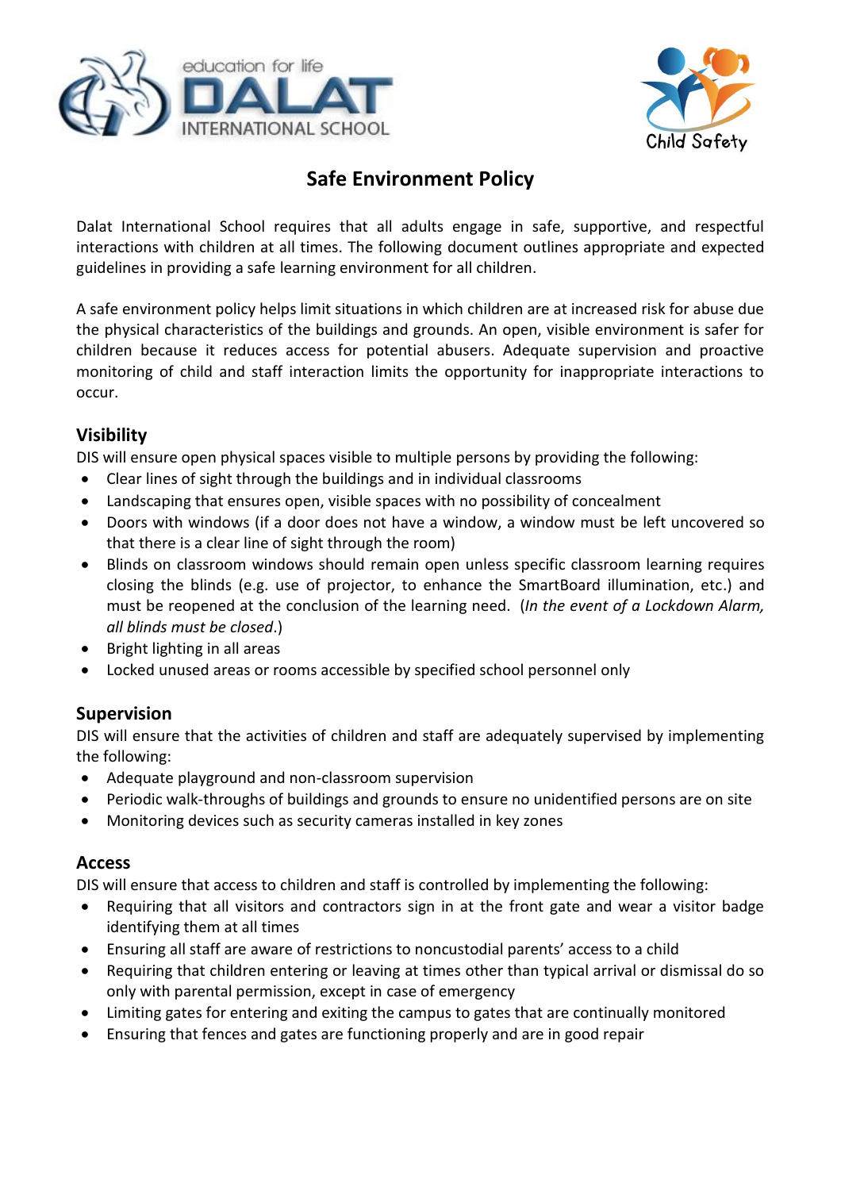# Safe Environment Policy

Dalat International School requires that all adults engage in safe, supportive, and respectful interactions with children at all times. The following document outlines appropriate and expected guidelines in providing a safe learning environment for all children.

A safe environment policy helps limit situations in which children are at increased risk for abuse due the physical characteristics of the buildings and grounds. An open, visible environment is safer for children because it reduces access for potential abusers. Adequate supervision and proactive monitoring of child and staff interaction limits the opportunity for inappropriate interactions to occur.

## Visibility

DIS will ensure open physical spaces visible to multiple persons by providing the following:

- Clear lines of sight through the buildings and in individual classrooms
- Landscaping that ensures open, visible spaces with no possibility of concealment
- Doors with windows (if a door does not have a window, a window must be left uncovered so that there is a clear line of sight through the room)
- Blinds on classroom windows should remain open unless specific classroom learning requires closing the blinds (e.g. use of projector, to enhance the SmartBoard illumination, etc.) and must be reopened at the conclusion of the learning need. (*In the event of a Lockdown Alarm, all blinds must be closed*.)
- Bright lighting in all areas
- Locked unused areas or rooms accessible by specified school personnel only

## Supervision

DIS will ensure that the activities of children and staff are adequately supervised by implementing the following:

- Adequate playground and non-classroom supervision
- Periodic walk-throughs of buildings and grounds to ensure no unidentified persons are on site
- Monitoring devices such as security cameras installed in key zones

## Access

DIS will ensure that access to children and staff is controlled by implementing the following:

- Requiring that all visitors and contractors sign in at the front gate and wear a visitor badge identifying them at all times
- Ensuring all staff are aware of restrictions to noncustodial parents' access to a child
- Requiring that children entering or leaving at times other than typical arrival or dismissal do so only with parental permission, except in case of emergency
- Limiting gates for entering and exiting the campus to gates that are continually monitored
- Ensuring that fences and gates are functioning properly and are in good repair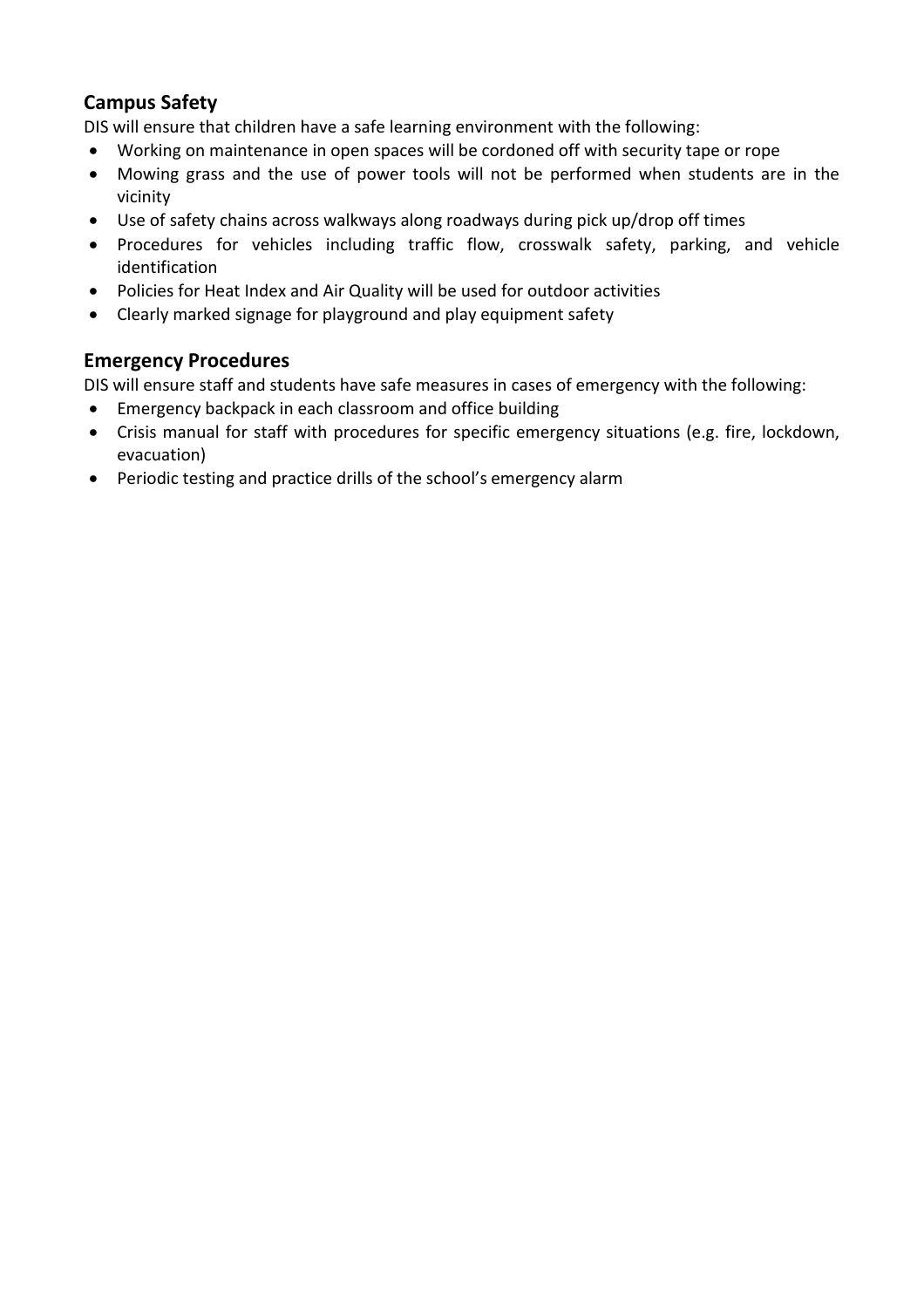## Campus Safety

DIS will ensure that children have a safe learning environment with the following:

- Working on maintenance in open spaces will be cordoned off with security tape or rope
- Mowing grass and the use of power tools will not be performed when students are in the vicinity
- Use of safety chains across walkways along roadways during pick up/drop off times
- Procedures for vehicles including traffic flow, crosswalk safety, parking, and vehicle identification
- Policies for Heat Index and Air Quality will be used for outdoor activities
- Clearly marked signage for playground and play equipment safety

## Emergency Procedures

DIS will ensure staff and students have safe measures in cases of emergency with the following:

- Emergency backpack in each classroom and office building
- Crisis manual for staff with procedures for specific emergency situations (e.g. fire, lockdown, evacuation)
- Periodic testing and practice drills of the school's emergency alarm